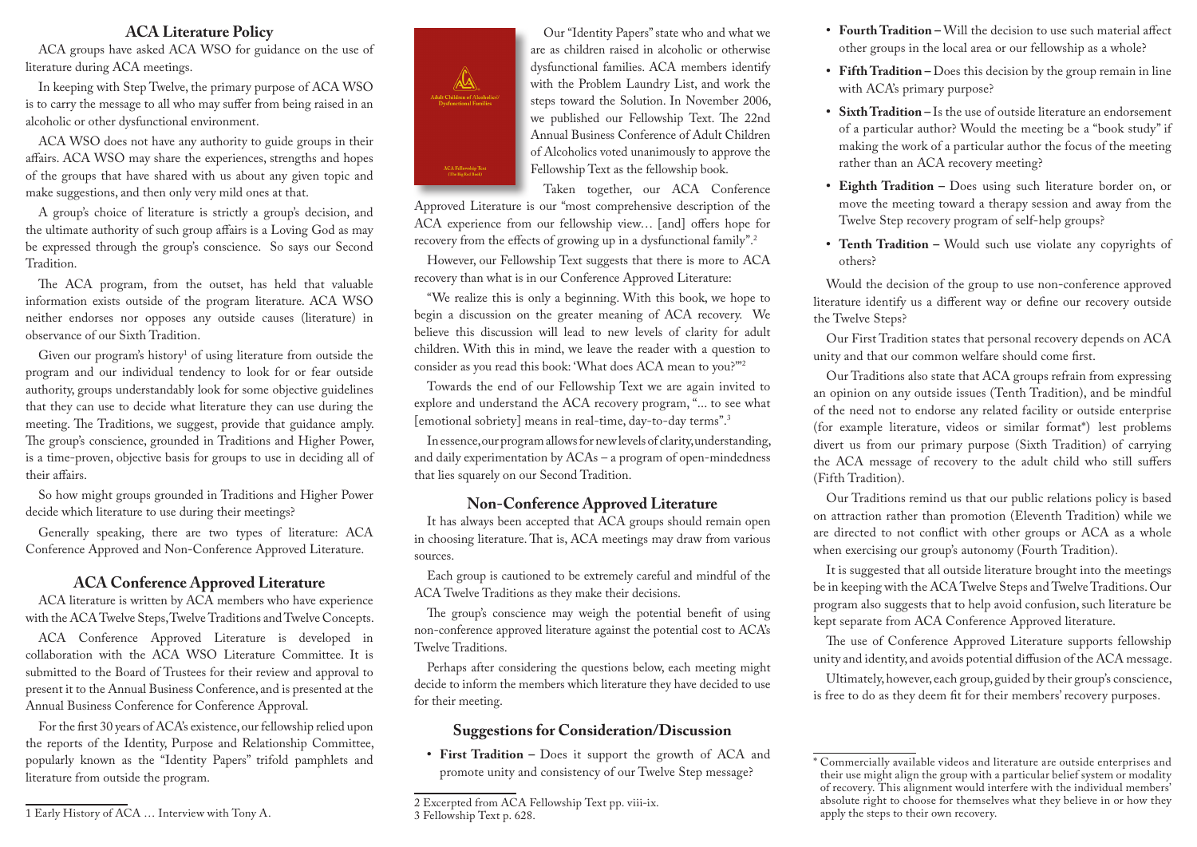## ACA Literature Policy

ACA groups have asked ACA WSO for guidance on the use of literature during ACA meetings.

In keeping with Step Twelve, the primary purpose of ACA WSO is to carry the message to all who may suffer from being raised in an alcoholic or other dysfunctional environment.

ACA WSO does not have any authority to guide groups in their affairs. ACA WSO may share the experiences, strengths and hopes of the groups that have shared with us about any given topic and make suggestions, and then only very mild ones at that.

A group's choice of literature is strictly a group's decision, and the ultimate authority of such group affairs is a Loving God as may be expressed through the group's conscience. So says our Second Tradition.

The ACA program, from the outset, has held that valuable information exists outside of the program literature. ACA WSO neither endorses nor opposes any outside causes (literature) in observance of our Sixth Tradition.

Given our program's history[1] of using literature from outside the program and our individual tendency to look for or fear outside authority, groups understandably look for some objective guidelines that they can use to decide what literature they can use during the meeting. The Traditions, we suggest, provide that guidance amply. The group's conscience, grounded in Traditions and Higher Power, is a time-proven, objective basis for groups to use in deciding all of their affairs.

So how might groups grounded in Traditions and Higher Power decide which literature to use during their meetings?

Generally speaking, there are two types of literature: ACA Conference Approved and Non-Conference Approved Literature.

### ACA Conference Approved Literature

ACA literature is written by ACA members who have experience with the ACA Twelve Steps, Twelve Traditions and Twelve Concepts.

ACA Conference Approved Literature is developed in collaboration with the ACA WSO Literature Committee. It is submitted to the Board of Trustees for their review and approval to present it to the Annual Business Conference, and is presented at the Annual Business Conference for Conference Approval.

For the first 30 years of ACA's existence, our fellowship relied upon the reports of the Identity, Purpose and Relationship Committee, popularly known as the "Identity Papers" trifold pamphlets and literature from outside the program.

Our "Identity Papers" state who and what we are as children raised in alcoholic or otherwise dysfunctional families. ACA members identify with the Problem Laundry List, and work the steps toward the Solution. In November 2006, we published our Fellowship Text. The 22nd Annual Business Conference of Adult Children of Alcoholics voted unanimously to approve the Fellowship Text as the fellowship book.

Taken together, our ACA Conference Approved Literature is our "most comprehensive description of the ACA experience from our fellowship view… [and] offers hope for recovery from the effects of growing up in a dysfunctional family".[2]

However, our Fellowship Text suggests that there is more to ACA recovery than what is in our Conference Approved Literature:

"We realize this is only a beginning. With this book, we hope to begin a discussion on the greater meaning of ACA recovery. We believe this discussion will lead to new levels of clarity for adult children. With this in mind, we leave the reader with a question to consider as you read this book: 'What does ACA mean to you?'"[2]

Towards the end of our Fellowship Text we are again invited to explore and understand the ACA recovery program, "... to see what [emotional sobriety] means in real-time, day-to-day terms".[3]

In essence, our program allows for new levels of clarity, understanding, and daily experimentation by ACAs – a program of open-mindedness that lies squarely on our Second Tradition.

### Non-Conference Approved Literature

It has always been accepted that ACA groups should remain open in choosing literature. That is, ACA meetings may draw from various sources.

Each group is cautioned to be extremely careful and mindful of the ACA Twelve Traditions as they make their decisions.

The group's conscience may weigh the potential benefit of using non-conference approved literature against the potential cost to ACA's Twelve Traditions.

Perhaps after considering the questions below, each meeting might decide to inform the members which literature they have decided to use for their meeting.

### Suggestions for Consideration/Discussion

- **First Tradition –** Does it support the growth of ACA and promote unity and consistency of our Twelve Step message?
- **Fourth Tradition –** Will the decision to use such material affect other groups in the local area or our fellowship as a whole?
- **Fifth Tradition –** Does this decision by the group remain in line with ACA's primary purpose?
- **Sixth Tradition –** Is the use of outside literature an endorsement of a particular author? Would the meeting be a "book study" if making the work of a particular author the focus of the meeting rather than an ACA recovery meeting?
- **Eighth Tradition –** Does using such literature border on, or move the meeting toward a therapy session and away from the Twelve Step recovery program of self-help groups?
- **Tenth Tradition –** Would such use violate any copyrights of others?

Would the decision of the group to use non-conference approved literature identify us a different way or define our recovery outside the Twelve Steps?

Our First Tradition states that personal recovery depends on ACA unity and that our common welfare should come first.

Our Traditions also state that ACA groups refrain from expressing an opinion on any outside issues (Tenth Tradition), and be mindful of the need not to endorse any related facility or outside enterprise (for example literature, videos or similar format*) lest problems divert us from our primary purpose (Sixth Tradition) of carrying the ACA message of recovery to the adult child who still suffers (Fifth Tradition).

Our Traditions remind us that our public relations policy is based on attraction rather than promotion (Eleventh Tradition) while we are directed to not conflict with other groups or ACA as a whole when exercising our group's autonomy (Fourth Tradition).

It is suggested that all outside literature brought into the meetings be in keeping with the ACA Twelve Steps and Twelve Traditions. Our program also suggests that to help avoid confusion, such literature be kept separate from ACA Conference Approved literature.

The use of Conference Approved Literature supports fellowship unity and identity, and avoids potential diffusion of the ACA message.

Ultimately, however, each group, guided by their group's conscience, is free to do as they deem fit for their members' recovery purposes.

---

1 Early History of ACA … Interview with Tony A.

2 Excerpted from ACA Fellowship Text pp. viii-ix.

3 Fellowship Text p. 628.

\* Commercially available videos and literature are outside enterprises and their use might align the group with a particular belief system or modality of recovery. This alignment would interfere with the individual members' absolute right to choose for themselves what they believe in or how they apply the steps to their own recovery.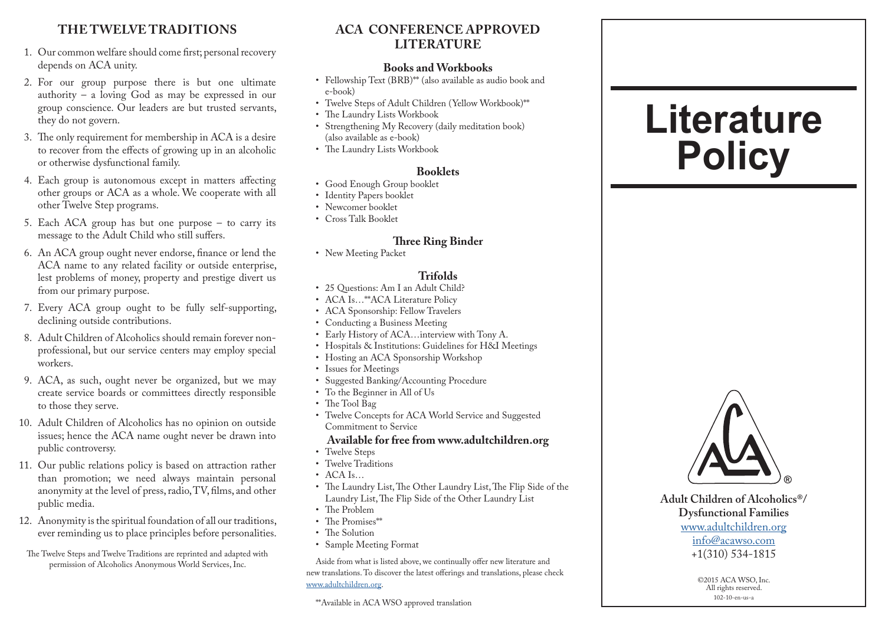## THE TWELVE TRADITIONS

1. Our common welfare should come first; personal recovery depends on ACA unity.
2. For our group purpose there is but one ultimate authority – a loving God as may be expressed in our group conscience. Our leaders are but trusted servants, they do not govern.
3. The only requirement for membership in ACA is a desire to recover from the effects of growing up in an alcoholic or otherwise dysfunctional family.
4. Each group is autonomous except in matters affecting other groups or ACA as a whole. We cooperate with all other Twelve Step programs.
5. Each ACA group has but one purpose – to carry its message to the Adult Child who still suffers.
6. An ACA group ought never endorse, finance or lend the ACA name to any related facility or outside enterprise, lest problems of money, property and prestige divert us from our primary purpose.
7. Every ACA group ought to be fully self-supporting, declining outside contributions.
8. Adult Children of Alcoholics should remain forever non-professional, but our service centers may employ special workers.
9. ACA, as such, ought never be organized, but we may create service boards or committees directly responsible to those they serve.
10. Adult Children of Alcoholics has no opinion on outside issues; hence the ACA name ought never be drawn into public controversy.
11. Our public relations policy is based on attraction rather than promotion; we need always maintain personal anonymity at the level of press, radio, TV, films, and other public media.
12. Anonymity is the spiritual foundation of all our traditions, ever reminding us to place principles before personalities.

The Twelve Steps and Twelve Traditions are reprinted and adapted with permission of Alcoholics Anonymous World Services, Inc.

## ACA CONFERENCE APPROVED LITERATURE

### Books and Workbooks

- Fellowship Text (BRB)** (also available as audio book and e-book)
- Twelve Steps of Adult Children (Yellow Workbook)**
- The Laundry Lists Workbook
- Strengthening My Recovery (daily meditation book) (also available as e-book)
- The Laundry Lists Workbook

### Booklets

- Good Enough Group booklet
- Identity Papers booklet
- Newcomer booklet
- Cross Talk Booklet

### Three Ring Binder

- New Meeting Packet

### Trifolds

- 25 Questions: Am I an Adult Child?
- ACA Is…**ACA Literature Policy
- ACA Sponsorship: Fellow Travelers
- Conducting a Business Meeting
- Early History of ACA…interview with Tony A.
- Hospitals & Institutions: Guidelines for H&I Meetings
- Hosting an ACA Sponsorship Workshop
- Issues for Meetings
- Suggested Banking/Accounting Procedure
- To the Beginner in All of Us
- The Tool Bag
- Twelve Concepts for ACA World Service and Suggested Commitment to Service

### Available for free from www.adultchildren.org

- Twelve Steps
- Twelve Traditions
- ACA Is…
- The Laundry List, The Other Laundry List, The Flip Side of the Laundry List, The Flip Side of the Other Laundry List
- The Problem
- The Promises**
- The Solution
- Sample Meeting Format

Aside from what is listed above, we continually offer new literature and new translations. To discover the latest offerings and translations, please check www.adultchildren.org.

**Available in ACA WSO approved translation

# Literature Policy

**Adult Children of Alcoholics®/ Dysfunctional Families**

www.adultchildren.org

info@acawso.com

+1(310) 534-1815

©2015 ACA WSO, Inc.
All rights reserved.
102-10-en-us-a